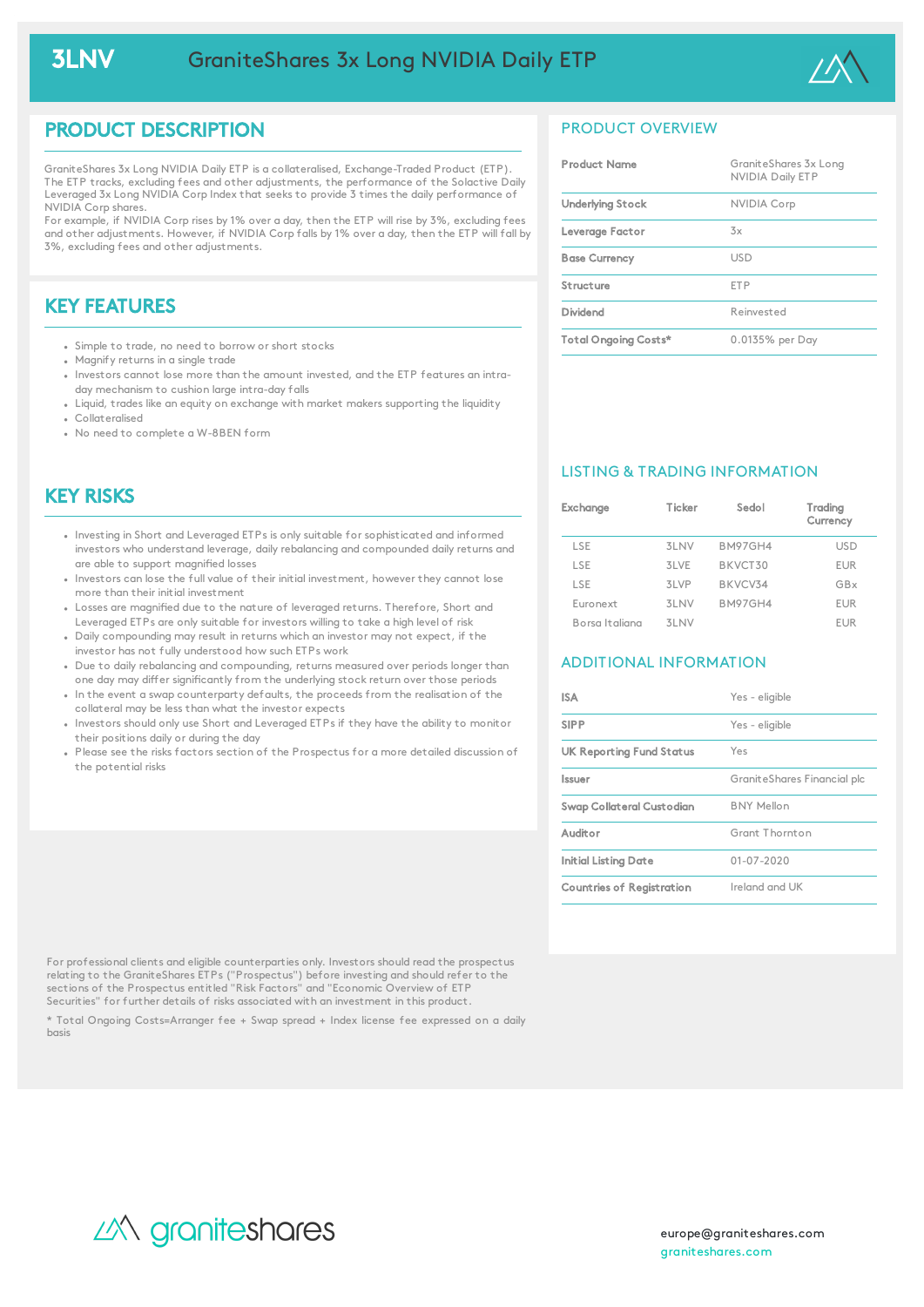# 3LNV GraniteShares 3x Long NVIDIA Daily ETP

## PRODUCT DESCRIPTION

GraniteShares 3x Long NVIDIA Daily ETP is a collateralised, Exchange-Traded Product (ETP). The ETP tracks, excluding fees and other adjustments, the performance of the Solactive Daily Leveraged 3x Long NVIDIA Corp Index that seeks to provide 3 times the daily performance of NVIDIA Corp shares.
For example, if NVIDIA Corp rises by 1% over a day, then the ETP will rise by 3%, excluding fees and other adjustments. However, if NVIDIA Corp falls by 1% over a day, then the ETP will fall by 3%, excluding fees and other adjustments.

## KEY FEATURES

- Simple to trade, no need to borrow or short stocks
- Magnify returns in a single trade
- Investors cannot lose more than the amount invested, and the ETP features an intra-day mechanism to cushion large intra-day falls
- Liquid, trades like an equity on exchange with market makers supporting the liquidity
- Collateralised
- No need to complete a W-8BEN form

## KEY RISKS

- Investing in Short and Leveraged ETPs is only suitable for sophisticated and informed investors who understand leverage, daily rebalancing and compounded daily returns and are able to support magnified losses
- Investors can lose the full value of their initial investment, however they cannot lose more than their initial investment
- Losses are magnified due to the nature of leveraged returns. Therefore, Short and Leveraged ETPs are only suitable for investors willing to take a high level of risk
- Daily compounding may result in returns which an investor may not expect, if the investor has not fully understood how such ETPs work
- Due to daily rebalancing and compounding, returns measured over periods longer than one day may differ significantly from the underlying stock return over those periods
- In the event a swap counterparty defaults, the proceeds from the realisation of the collateral may be less than what the investor expects
- Investors should only use Short and Leveraged ETPs if they have the ability to monitor their positions daily or during the day
- Please see the risks factors section of the Prospectus for a more detailed discussion of the potential risks

## PRODUCT OVERVIEW

| | |
|---|---|
| **Product Name** | GraniteShares 3x Long NVIDIA Daily ETP |
| **Underlying Stock** | NVIDIA Corp |
| **Leverage Factor** | 3x |
| **Base Currency** | USD |
| **Structure** | ETP |
| **Dividend** | Reinvested |
| **Total Ongoing Costs*** | 0.0135% per Day |

## LISTING & TRADING INFORMATION

| Exchange | Ticker | Sedol | Trading Currency |
|---|---|---|---|
| LSE | 3LNV | BM97GH4 | USD |
| LSE | 3LVE | BKVCT30 | EUR |
| LSE | 3LVP | BKVCV34 | GBx |
| Euronext | 3LNV | BM97GH4 | EUR |
| Borsa Italiana | 3LNV | | EUR |

## ADDITIONAL INFORMATION

| | |
|---|---|
| **ISA** | Yes - eligible |
| **SIPP** | Yes - eligible |
| **UK Reporting Fund Status** | Yes |
| **Issuer** | GraniteShares Financial plc |
| **Swap Collateral Custodian** | BNY Mellon |
| **Auditor** | Grant Thornton |
| **Initial Listing Date** | 01-07-2020 |
| **Countries of Registration** | Ireland and UK |

For professional clients and eligible counterparties only. Investors should read the prospectus relating to the GraniteShares ETPs ("Prospectus") before investing and should refer to the sections of the Prospectus entitled "Risk Factors" and "Economic Overview of ETP Securities" for further details of risks associated with an investment in this product.

* Total Ongoing Costs=Arranger fee + Swap spread + Index license fee expressed on a daily basis

graniteshares

europe@graniteshares.com
graniteshares.com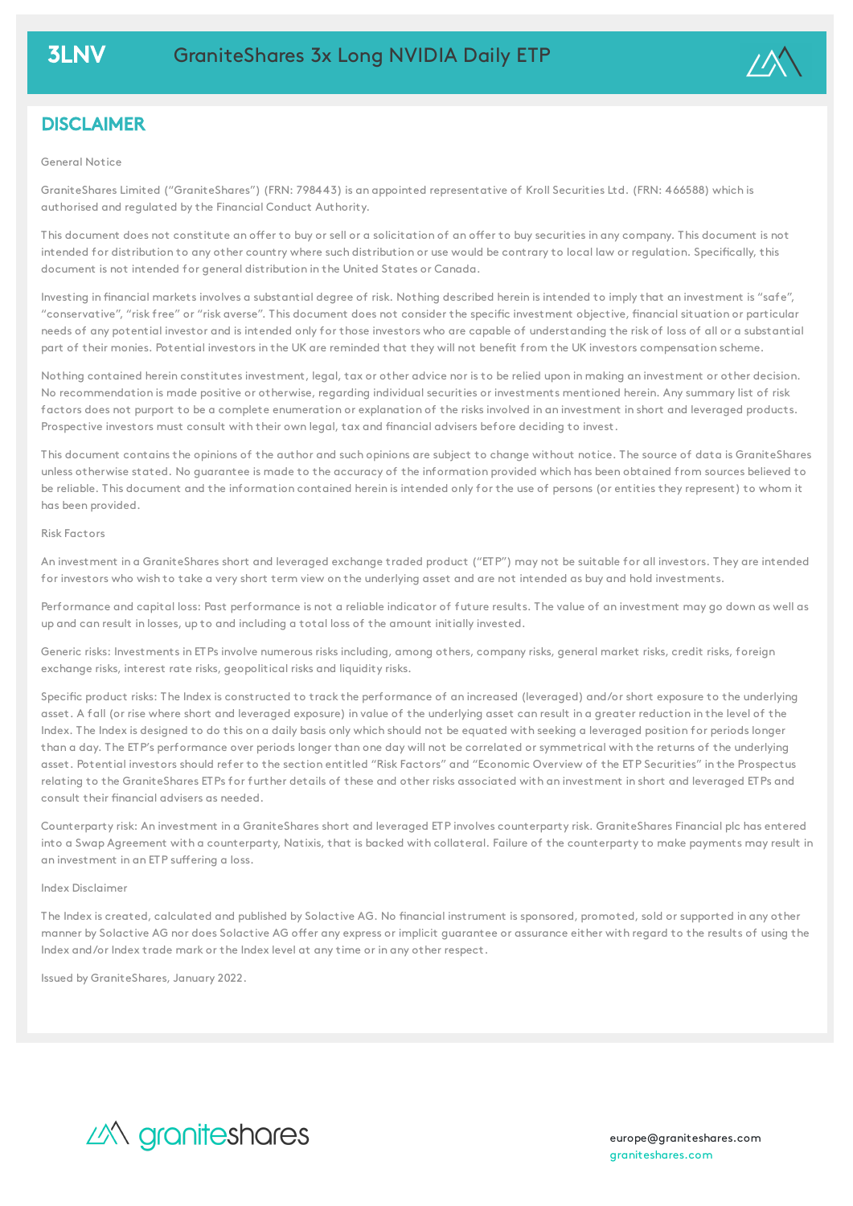# 3LNV GraniteShares 3x Long NVIDIA Daily ETP

## DISCLAIMER

General Notice

GraniteShares Limited ("GraniteShares") (FRN: 798443) is an appointed representative of Kroll Securities Ltd. (FRN: 466588) which is authorised and regulated by the Financial Conduct Authority.

This document does not constitute an offer to buy or sell or a solicitation of an offer to buy securities in any company. This document is not intended for distribution to any other country where such distribution or use would be contrary to local law or regulation. Specifically, this document is not intended for general distribution in the United States or Canada.

Investing in financial markets involves a substantial degree of risk. Nothing described herein is intended to imply that an investment is "safe", "conservative", "risk free" or "risk averse". This document does not consider the specific investment objective, financial situation or particular needs of any potential investor and is intended only for those investors who are capable of understanding the risk of loss of all or a substantial part of their monies. Potential investors in the UK are reminded that they will not benefit from the UK investors compensation scheme.

Nothing contained herein constitutes investment, legal, tax or other advice nor is to be relied upon in making an investment or other decision. No recommendation is made positive or otherwise, regarding individual securities or investments mentioned herein. Any summary list of risk factors does not purport to be a complete enumeration or explanation of the risks involved in an investment in short and leveraged products. Prospective investors must consult with their own legal, tax and financial advisers before deciding to invest.

This document contains the opinions of the author and such opinions are subject to change without notice. The source of data is GraniteShares unless otherwise stated. No guarantee is made to the accuracy of the information provided which has been obtained from sources believed to be reliable. This document and the information contained herein is intended only for the use of persons (or entities they represent) to whom it has been provided.

Risk Factors

An investment in a GraniteShares short and leveraged exchange traded product ("ETP") may not be suitable for all investors. They are intended for investors who wish to take a very short term view on the underlying asset and are not intended as buy and hold investments.

Performance and capital loss: Past performance is not a reliable indicator of future results. The value of an investment may go down as well as up and can result in losses, up to and including a total loss of the amount initially invested.

Generic risks: Investments in ETPs involve numerous risks including, among others, company risks, general market risks, credit risks, foreign exchange risks, interest rate risks, geopolitical risks and liquidity risks.

Specific product risks: The Index is constructed to track the performance of an increased (leveraged) and/or short exposure to the underlying asset. A fall (or rise where short and leveraged exposure) in value of the underlying asset can result in a greater reduction in the level of the Index. The Index is designed to do this on a daily basis only which should not be equated with seeking a leveraged position for periods longer than a day. The ETP's performance over periods longer than one day will not be correlated or symmetrical with the returns of the underlying asset. Potential investors should refer to the section entitled "Risk Factors" and "Economic Overview of the ETP Securities" in the Prospectus relating to the GraniteShares ETPs for further details of these and other risks associated with an investment in short and leveraged ETPs and consult their financial advisers as needed.

Counterparty risk: An investment in a GraniteShares short and leveraged ETP involves counterparty risk. GraniteShares Financial plc has entered into a Swap Agreement with a counterparty, Natixis, that is backed with collateral. Failure of the counterparty to make payments may result in an investment in an ETP suffering a loss.

Index Disclaimer

The Index is created, calculated and published by Solactive AG. No financial instrument is sponsored, promoted, sold or supported in any other manner by Solactive AG nor does Solactive AG offer any express or implicit guarantee or assurance either with regard to the results of using the Index and/or Index trade mark or the Index level at any time or in any other respect.

Issued by GraniteShares, January 2022.

graniteshares

europe@graniteshares.com
graniteshares.com